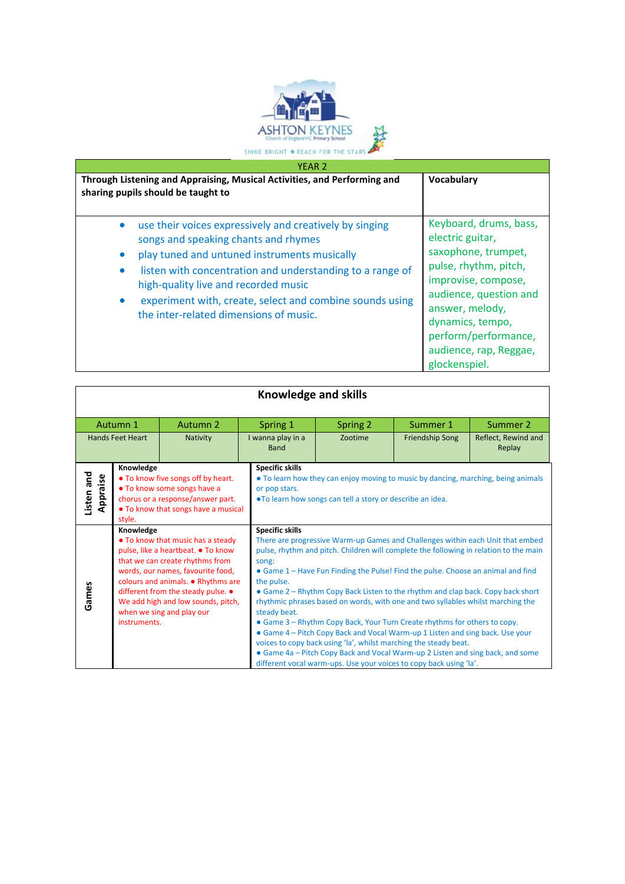ASHTON KEYNES
Church of England VC Primary School
SHINE BRIGHT ★ REACH FOR THE STARS

| YEAR 2 | |
|---|---|
| **Through Listening and Appraising, Musical Activities, and Performing and sharing pupils should be taught to** | **Vocabulary** |
| • use their voices expressively and creatively by singing songs and speaking chants and rhymes<br>• play tuned and untuned instruments musically<br>• listen with concentration and understanding to a range of high-quality live and recorded music<br>• experiment with, create, select and combine sounds using the inter-related dimensions of music. | Keyboard, drums, bass, electric guitar, saxophone, trumpet, pulse, rhythm, pitch, improvise, compose, audience, question and answer, melody, dynamics, tempo, perform/performance, audience, rap, Reggae, glockenspiel. |

## Knowledge and skills

| Autumn 1 | Autumn 2 | Spring 1 | Spring 2 | Summer 1 | Summer 2 |
|---|---|---|---|---|---|
| Hands Feet Heart | Nativity | I wanna play in a Band | Zootime | Friendship Song | Reflect, Rewind and Replay |

| | Knowledge | Specific skills |
|---|---|---|
| **Listen and Appraise** | **Knowledge**<br>● To know five songs off by heart.<br>● To know some songs have a chorus or a response/answer part.<br>● To know that songs have a musical style. | **Specific skills**<br>● To learn how they can enjoy moving to music by dancing, marching, being animals or pop stars.<br>●To learn how songs can tell a story or describe an idea. |
| **Games** | **Knowledge**<br>● To know that music has a steady pulse, like a heartbeat. ● To know that we can create rhythms from words, our names, favourite food, colours and animals. ● Rhythms are different from the steady pulse. ● We add high and low sounds, pitch, when we sing and play our instruments. | **Specific skills**<br>There are progressive Warm-up Games and Challenges within each Unit that embed pulse, rhythm and pitch. Children will complete the following in relation to the main song:<br>● Game 1 – Have Fun Finding the Pulse! Find the pulse. Choose an animal and find the pulse.<br>● Game 2 – Rhythm Copy Back Listen to the rhythm and clap back. Copy back short rhythmic phrases based on words, with one and two syllables whilst marching the steady beat.<br>● Game 3 – Rhythm Copy Back, Your Turn Create rhythms for others to copy.<br>● Game 4 – Pitch Copy Back and Vocal Warm-up 1 Listen and sing back. Use your voices to copy back using 'la', whilst marching the steady beat.<br>● Game 4a – Pitch Copy Back and Vocal Warm-up 2 Listen and sing back, and some different vocal warm-ups. Use your voices to copy back using 'la'. |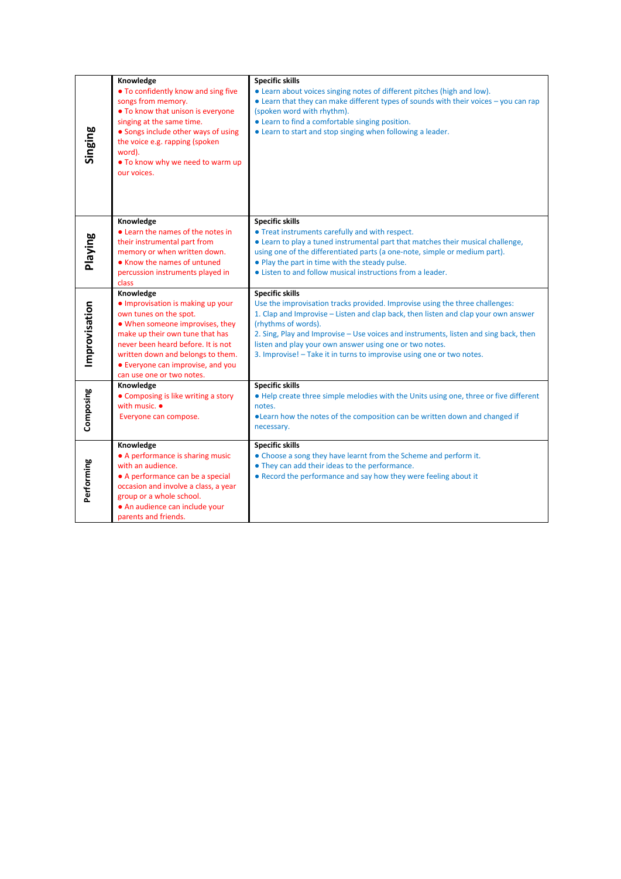| | | |
|---|---|---|
| **Singing** | **Knowledge**<br>● To confidently know and sing five songs from memory.<br>● To know that unison is everyone singing at the same time.<br>● Songs include other ways of using the voice e.g. rapping (spoken word).<br>● To know why we need to warm up our voices. | **Specific skills**<br>● Learn about voices singing notes of different pitches (high and low).<br>● Learn that they can make different types of sounds with their voices – you can rap (spoken word with rhythm).<br>● Learn to find a comfortable singing position.<br>● Learn to start and stop singing when following a leader. |
| **Playing** | **Knowledge**<br>● Learn the names of the notes in their instrumental part from memory or when written down.<br>● Know the names of untuned percussion instruments played in class | **Specific skills**<br>● Treat instruments carefully and with respect.<br>● Learn to play a tuned instrumental part that matches their musical challenge, using one of the differentiated parts (a one-note, simple or medium part).<br>● Play the part in time with the steady pulse.<br>● Listen to and follow musical instructions from a leader. |
| **Improvisation** | **Knowledge**<br>● Improvisation is making up your own tunes on the spot.<br>● When someone improvises, they make up their own tune that has never been heard before. It is not written down and belongs to them.<br>● Everyone can improvise, and you can use one or two notes. | **Specific skills**<br>Use the improvisation tracks provided. Improvise using the three challenges:<br>1. Clap and Improvise – Listen and clap back, then listen and clap your own answer (rhythms of words).<br>2. Sing, Play and Improvise – Use voices and instruments, listen and sing back, then listen and play your own answer using one or two notes.<br>3. Improvise! – Take it in turns to improvise using one or two notes. |
| **Composing** | **Knowledge**<br>● Composing is like writing a story with music. ●<br>Everyone can compose. | **Specific skills**<br>● Help create three simple melodies with the Units using one, three or five different notes.<br>●Learn how the notes of the composition can be written down and changed if necessary. |
| **Performing** | **Knowledge**<br>● A performance is sharing music with an audience.<br>● A performance can be a special occasion and involve a class, a year group or a whole school.<br>● An audience can include your parents and friends. | **Specific skills**<br>● Choose a song they have learnt from the Scheme and perform it.<br>● They can add their ideas to the performance.<br>● Record the performance and say how they were feeling about it |